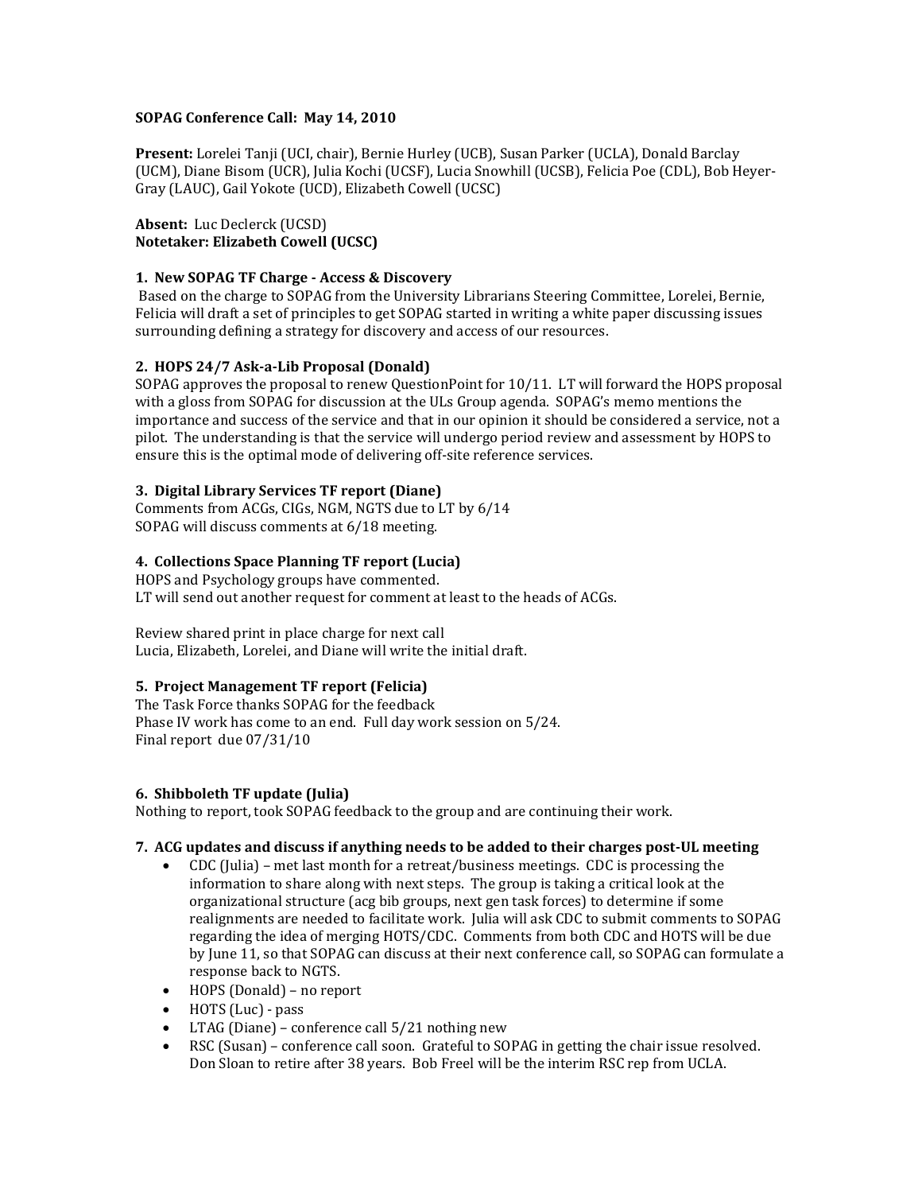**SOPAG Conference Call: May 14, 2010**

**Present:** Lorelei Tanji (UCI, chair), Bernie Hurley (UCB), Susan Parker (UCLA), Donald Barclay (UCM), Diane Bisom (UCR), Julia Kochi (UCSF), Lucia Snowhill (UCSB), Felicia Poe (CDL), Bob Heyer-Gray (LAUC), Gail Yokote (UCD), Elizabeth Cowell (UCSC)

**Absent:** Luc Declerck (UCSD)
**Notetaker: Elizabeth Cowell (UCSC)**

**1. New SOPAG TF Charge - Access & Discovery**

Based on the charge to SOPAG from the University Librarians Steering Committee, Lorelei, Bernie, Felicia will draft a set of principles to get SOPAG started in writing a white paper discussing issues surrounding defining a strategy for discovery and access of our resources.

**2. HOPS 24/7 Ask-a-Lib Proposal (Donald)**

SOPAG approves the proposal to renew QuestionPoint for 10/11. LT will forward the HOPS proposal with a gloss from SOPAG for discussion at the ULs Group agenda. SOPAG's memo mentions the importance and success of the service and that in our opinion it should be considered a service, not a pilot. The understanding is that the service will undergo period review and assessment by HOPS to ensure this is the optimal mode of delivering off-site reference services.

**3. Digital Library Services TF report (Diane)**

Comments from ACGs, CIGs, NGM, NGTS due to LT by 6/14
SOPAG will discuss comments at 6/18 meeting.

**4. Collections Space Planning TF report (Lucia)**

HOPS and Psychology groups have commented.
LT will send out another request for comment at least to the heads of ACGs.

Review shared print in place charge for next call
Lucia, Elizabeth, Lorelei, and Diane will write the initial draft.

**5. Project Management TF report (Felicia)**

The Task Force thanks SOPAG for the feedback
Phase IV work has come to an end. Full day work session on 5/24.
Final report due 07/31/10

**6. Shibboleth TF update (Julia)**

Nothing to report, took SOPAG feedback to the group and are continuing their work.

**7. ACG updates and discuss if anything needs to be added to their charges post-UL meeting**

- CDC (Julia) – met last month for a retreat/business meetings. CDC is processing the information to share along with next steps. The group is taking a critical look at the organizational structure (acg bib groups, next gen task forces) to determine if some realignments are needed to facilitate work. Julia will ask CDC to submit comments to SOPAG regarding the idea of merging HOTS/CDC. Comments from both CDC and HOTS will be due by June 11, so that SOPAG can discuss at their next conference call, so SOPAG can formulate a response back to NGTS.
- HOPS (Donald) – no report
- HOTS (Luc) - pass
- LTAG (Diane) – conference call 5/21 nothing new
- RSC (Susan) – conference call soon. Grateful to SOPAG in getting the chair issue resolved. Don Sloan to retire after 38 years. Bob Freel will be the interim RSC rep from UCLA.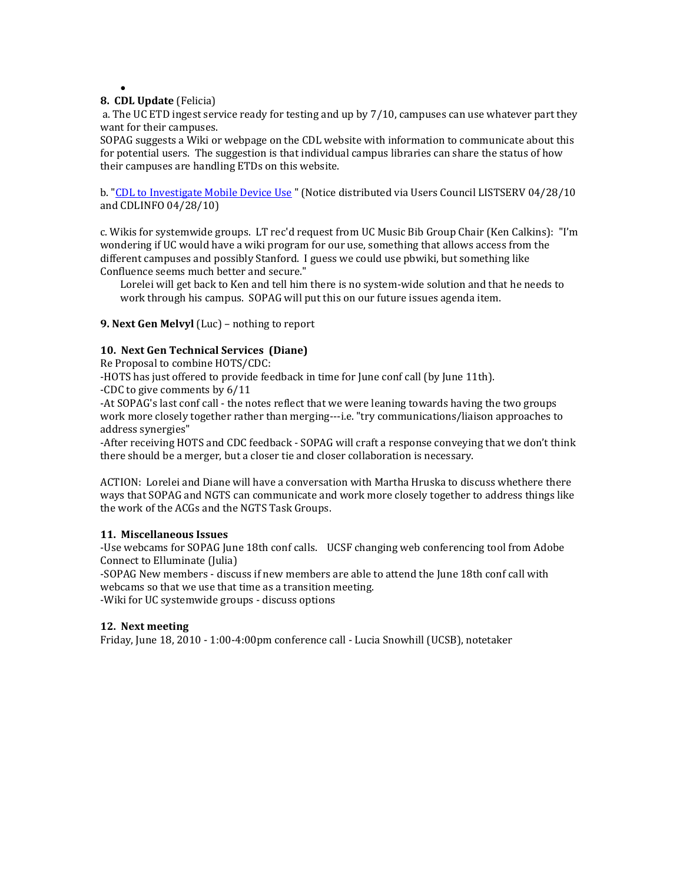- 

**8. CDL Update** (Felicia)

a. The UC ETD ingest service ready for testing and up by 7/10, campuses can use whatever part they want for their campuses.

SOPAG suggests a Wiki or webpage on the CDL website with information to communicate about this for potential users. The suggestion is that individual campus libraries can share the status of how their campuses are handling ETDs on this website.

b. "CDL to Investigate Mobile Device Use " (Notice distributed via Users Council LISTSERV 04/28/10 and CDLINFO 04/28/10)

c. Wikis for systemwide groups. LT rec'd request from UC Music Bib Group Chair (Ken Calkins): "I'm wondering if UC would have a wiki program for our use, something that allows access from the different campuses and possibly Stanford. I guess we could use pbwiki, but something like Confluence seems much better and secure."

Lorelei will get back to Ken and tell him there is no system-wide solution and that he needs to work through his campus. SOPAG will put this on our future issues agenda item.

**9. Next Gen Melvyl** (Luc) – nothing to report

**10. Next Gen Technical Services (Diane)**

Re Proposal to combine HOTS/CDC:

-HOTS has just offered to provide feedback in time for June conf call (by June 11th).

-CDC to give comments by 6/11

-At SOPAG's last conf call - the notes reflect that we were leaning towards having the two groups work more closely together rather than merging---i.e. "try communications/liaison approaches to address synergies"

-After receiving HOTS and CDC feedback - SOPAG will craft a response conveying that we don't think there should be a merger, but a closer tie and closer collaboration is necessary.

ACTION: Lorelei and Diane will have a conversation with Martha Hruska to discuss whethere there ways that SOPAG and NGTS can communicate and work more closely together to address things like the work of the ACGs and the NGTS Task Groups.

**11. Miscellaneous Issues**

-Use webcams for SOPAG June 18th conf calls. UCSF changing web conferencing tool from Adobe Connect to Elluminate (Julia)

-SOPAG New members - discuss if new members are able to attend the June 18th conf call with webcams so that we use that time as a transition meeting.

-Wiki for UC systemwide groups - discuss options

**12. Next meeting**

Friday, June 18, 2010 - 1:00-4:00pm conference call - Lucia Snowhill (UCSB), notetaker